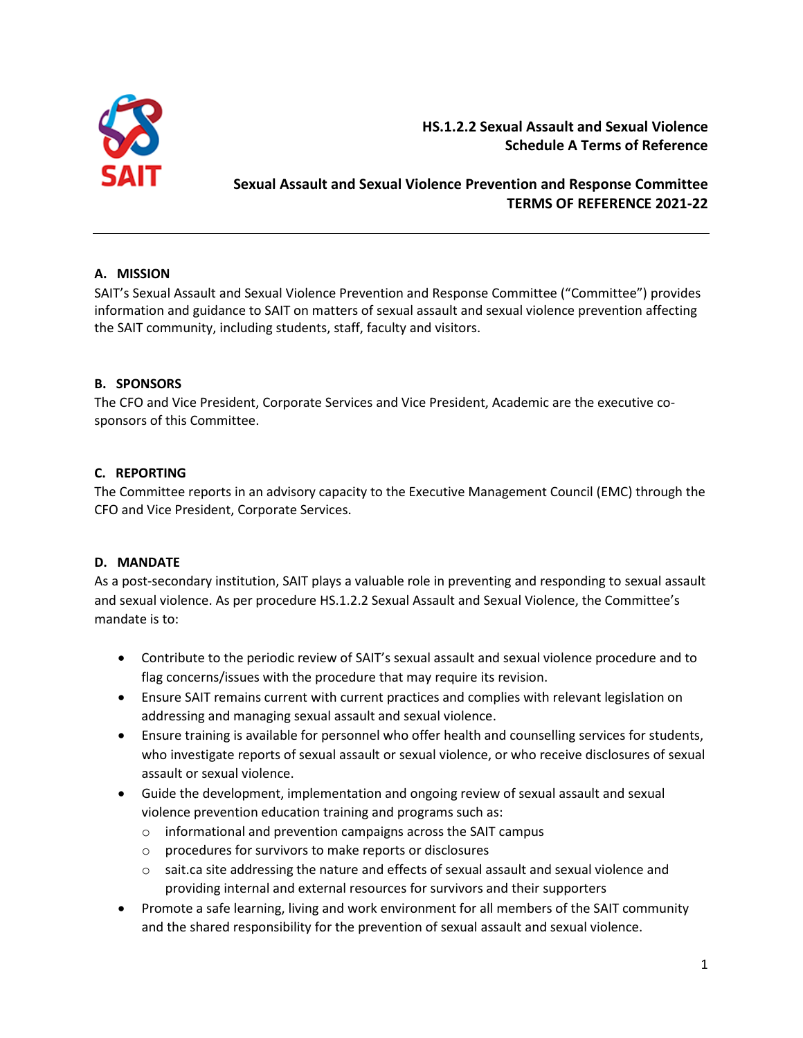# HS.1.2.2 Sexual Assault and Sexual Violence
## Schedule A Terms of Reference

## Sexual Assault and Sexual Violence Prevention and Response Committee
## TERMS OF REFERENCE 2021-22

---

### A. MISSION

SAIT's Sexual Assault and Sexual Violence Prevention and Response Committee ("Committee") provides information and guidance to SAIT on matters of sexual assault and sexual violence prevention affecting the SAIT community, including students, staff, faculty and visitors.

### B. SPONSORS

The CFO and Vice President, Corporate Services and Vice President, Academic are the executive co-sponsors of this Committee.

### C. REPORTING

The Committee reports in an advisory capacity to the Executive Management Council (EMC) through the CFO and Vice President, Corporate Services.

### D. MANDATE

As a post-secondary institution, SAIT plays a valuable role in preventing and responding to sexual assault and sexual violence. As per procedure HS.1.2.2 Sexual Assault and Sexual Violence, the Committee's mandate is to:

- Contribute to the periodic review of SAIT's sexual assault and sexual violence procedure and to flag concerns/issues with the procedure that may require its revision.
- Ensure SAIT remains current with current practices and complies with relevant legislation on addressing and managing sexual assault and sexual violence.
- Ensure training is available for personnel who offer health and counselling services for students, who investigate reports of sexual assault or sexual violence, or who receive disclosures of sexual assault or sexual violence.
- Guide the development, implementation and ongoing review of sexual assault and sexual violence prevention education training and programs such as:
  - informational and prevention campaigns across the SAIT campus
  - procedures for survivors to make reports or disclosures
  - sait.ca site addressing the nature and effects of sexual assault and sexual violence and providing internal and external resources for survivors and their supporters
- Promote a safe learning, living and work environment for all members of the SAIT community and the shared responsibility for the prevention of sexual assault and sexual violence.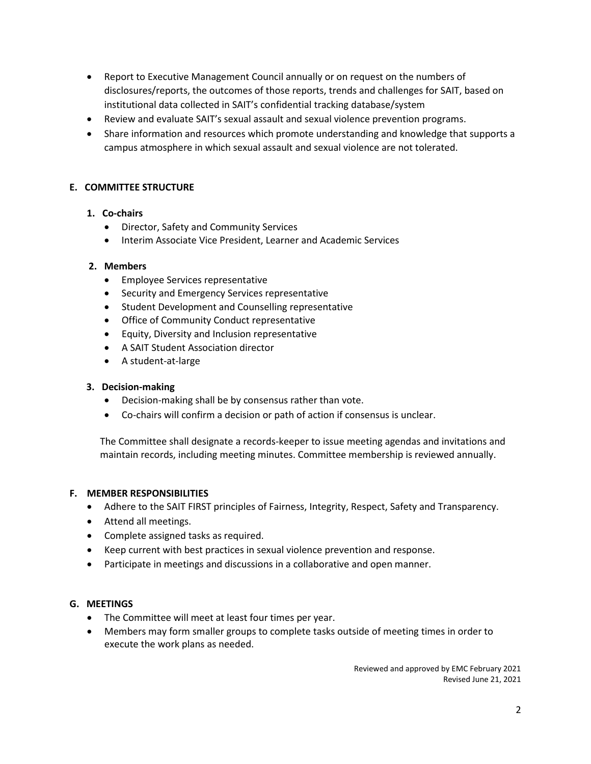- Report to Executive Management Council annually or on request on the numbers of disclosures/reports, the outcomes of those reports, trends and challenges for SAIT, based on institutional data collected in SAIT's confidential tracking database/system
- Review and evaluate SAIT's sexual assault and sexual violence prevention programs.
- Share information and resources which promote understanding and knowledge that supports a campus atmosphere in which sexual assault and sexual violence are not tolerated.

## E. COMMITTEE STRUCTURE

### 1. Co-chairs

- Director, Safety and Community Services
- Interim Associate Vice President, Learner and Academic Services

### 2. Members

- Employee Services representative
- Security and Emergency Services representative
- Student Development and Counselling representative
- Office of Community Conduct representative
- Equity, Diversity and Inclusion representative
- A SAIT Student Association director
- A student-at-large

### 3. Decision-making

- Decision-making shall be by consensus rather than vote.
- Co-chairs will confirm a decision or path of action if consensus is unclear.

The Committee shall designate a records-keeper to issue meeting agendas and invitations and maintain records, including meeting minutes. Committee membership is reviewed annually.

## F. MEMBER RESPONSIBILITIES

- Adhere to the SAIT FIRST principles of Fairness, Integrity, Respect, Safety and Transparency.
- Attend all meetings.
- Complete assigned tasks as required.
- Keep current with best practices in sexual violence prevention and response.
- Participate in meetings and discussions in a collaborative and open manner.

## G. MEETINGS

- The Committee will meet at least four times per year.
- Members may form smaller groups to complete tasks outside of meeting times in order to execute the work plans as needed.

Reviewed and approved by EMC February 2021
Revised June 21, 2021